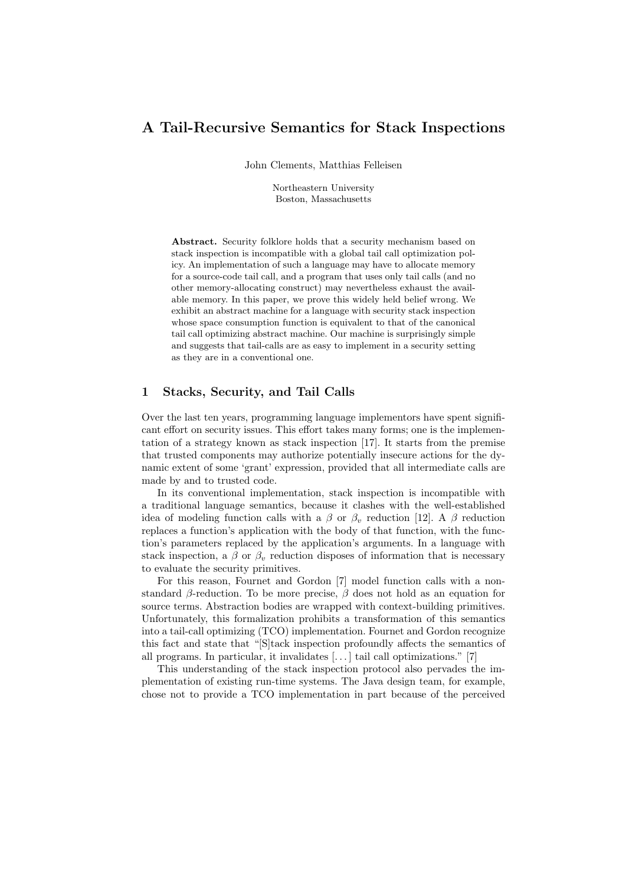# A Tail-Recursive Semantics for Stack Inspections

John Clements, Matthias Felleisen

Northeastern University
Boston, Massachusetts

**Abstract.** Security folklore holds that a security mechanism based on stack inspection is incompatible with a global tail call optimization policy. An implementation of such a language may have to allocate memory for a source-code tail call, and a program that uses only tail calls (and no other memory-allocating construct) may nevertheless exhaust the available memory. In this paper, we prove this widely held belief wrong. We exhibit an abstract machine for a language with security stack inspection whose space consumption function is equivalent to that of the canonical tail call optimizing abstract machine. Our machine is surprisingly simple and suggests that tail-calls are as easy to implement in a security setting as they are in a conventional one.

## 1 Stacks, Security, and Tail Calls

Over the last ten years, programming language implementors have spent significant effort on security issues. This effort takes many forms; one is the implementation of a strategy known as stack inspection [17]. It starts from the premise that trusted components may authorize potentially insecure actions for the dynamic extent of some 'grant' expression, provided that all intermediate calls are made by and to trusted code.

In its conventional implementation, stack inspection is incompatible with a traditional language semantics, because it clashes with the well-established idea of modeling function calls with a $\beta$ or $\beta_v$ reduction [12]. A $\beta$ reduction replaces a function's application with the body of that function, with the function's parameters replaced by the application's arguments. In a language with stack inspection, a $\beta$ or $\beta_v$ reduction disposes of information that is necessary to evaluate the security primitives.

For this reason, Fournet and Gordon [7] model function calls with a non-standard $\beta$-reduction. To be more precise, $\beta$ does not hold as an equation for source terms. Abstraction bodies are wrapped with context-building primitives. Unfortunately, this formalization prohibits a transformation of this semantics into a tail-call optimizing (TCO) implementation. Fournet and Gordon recognize this fact and state that "[S]tack inspection profoundly affects the semantics of all programs. In particular, it invalidates [. . . ] tail call optimizations." [7]

This understanding of the stack inspection protocol also pervades the implementation of existing run-time systems. The Java design team, for example, chose not to provide a TCO implementation in part because of the perceived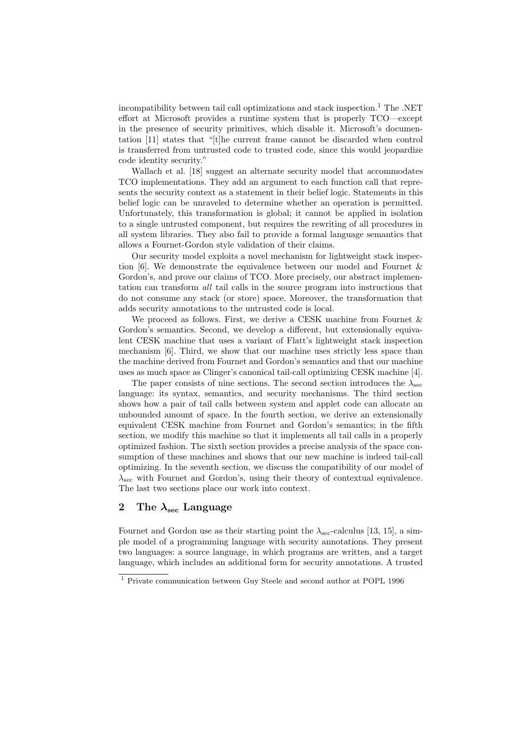incompatibility between tail call optimizations and stack inspection.[1] The .NET effort at Microsoft provides a runtime system that is properly TCO—except in the presence of security primitives, which disable it. Microsoft's documentation [11] states that "[t]he current frame cannot be discarded when control is transferred from untrusted code to trusted code, since this would jeopardize code identity security."

Wallach et al. [18] suggest an alternate security model that accommodates TCO implementations. They add an argument to each function call that represents the security context as a statement in their belief logic. Statements in this belief logic can be unraveled to determine whether an operation is permitted. Unfortunately, this transformation is global; it cannot be applied in isolation to a single untrusted component, but requires the rewriting of all procedures in all system libraries. They also fail to provide a formal language semantics that allows a Fournet-Gordon style validation of their claims.

Our security model exploits a novel mechanism for lightweight stack inspection [6]. We demonstrate the equivalence between our model and Fournet & Gordon's, and prove our claims of TCO. More precisely, our abstract implementation can transform *all* tail calls in the source program into instructions that do not consume any stack (or store) space. Moreover, the transformation that adds security annotations to the untrusted code is local.

We proceed as follows. First, we derive a CESK machine from Fournet & Gordon's semantics. Second, we develop a different, but extensionally equivalent CESK machine that uses a variant of Flatt's lightweight stack inspection mechanism [6]. Third, we show that our machine uses strictly less space than the machine derived from Fournet and Gordon's semantics and that our machine uses as much space as Clinger's canonical tail-call optimizing CESK machine [4].

The paper consists of nine sections. The second section introduces the $\lambda_{\text{sec}}$ language: its syntax, semantics, and security mechanisms. The third section shows how a pair of tail calls between system and applet code can allocate an unbounded amount of space. In the fourth section, we derive an extensionally equivalent CESK machine from Fournet and Gordon's semantics; in the fifth section, we modify this machine so that it implements all tail calls in a properly optimized fashion. The sixth section provides a precise analysis of the space consumption of these machines and shows that our new machine is indeed tail-call optimizing. In the seventh section, we discuss the compatibility of our model of $\lambda_{\text{sec}}$ with Fournet and Gordon's, using their theory of contextual equivalence. The last two sections place our work into context.

## 2 The $\lambda_{\text{sec}}$ Language

Fournet and Gordon use as their starting point the $\lambda_{\text{sec}}$-calculus [13, 15], a simple model of a programming language with security annotations. They present two languages: a source language, in which programs are written, and a target language, which includes an additional form for security annotations. A trusted

[1] Private communication between Guy Steele and second author at POPL 1996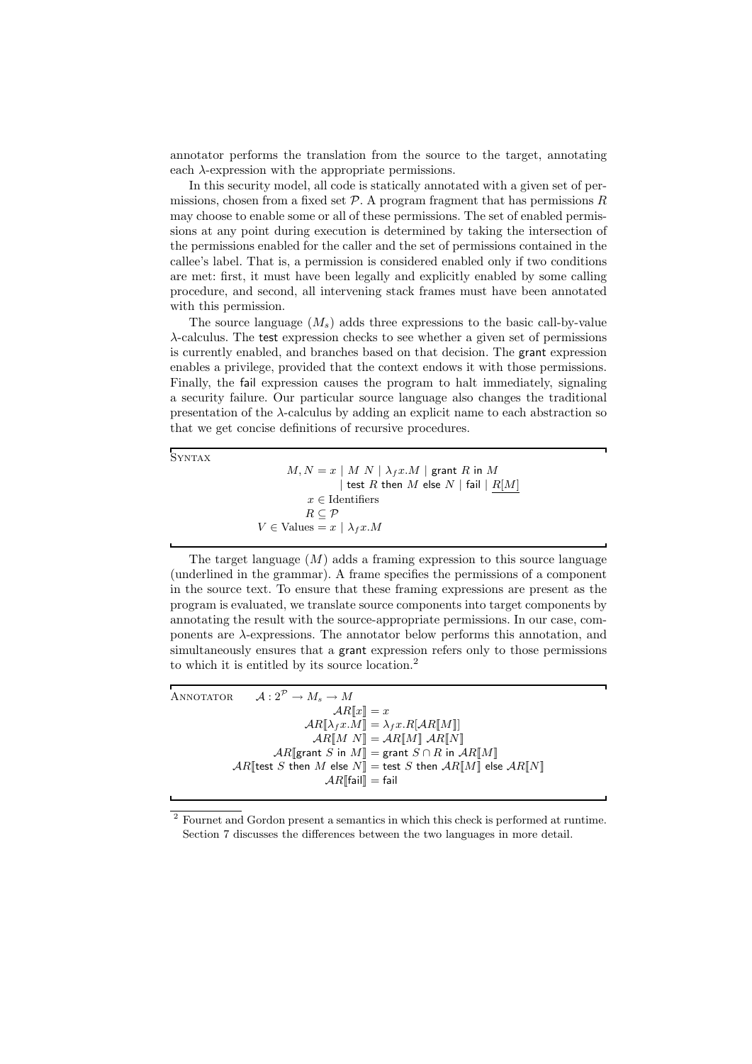annotator performs the translation from the source to the target, annotating each $\lambda$-expression with the appropriate permissions.

In this security model, all code is statically annotated with a given set of permissions, chosen from a fixed set $\mathcal{P}$. A program fragment that has permissions $R$ may choose to enable some or all of these permissions. The set of enabled permissions at any point during execution is determined by taking the intersection of the permissions enabled for the caller and the set of permissions contained in the callee's label. That is, a permission is considered enabled only if two conditions are met: first, it must have been legally and explicitly enabled by some calling procedure, and second, all intervening stack frames must have been annotated with this permission.

The source language ($M_s$) adds three expressions to the basic call-by-value $\lambda$-calculus. The test expression checks to see whether a given set of permissions is currently enabled, and branches based on that decision. The grant expression enables a privilege, provided that the context endows it with those permissions. Finally, the fail expression causes the program to halt immediately, signaling a security failure. Our particular source language also changes the traditional presentation of the $\lambda$-calculus by adding an explicit name to each abstraction so that we get concise definitions of recursive procedures.

**Syntax**

$$
\begin{aligned}
M, N &= x \mid M\ N \mid \lambda_f x.M \mid \mathsf{grant}\ R\ \mathsf{in}\ M \\
&\quad \mid \mathsf{test}\ R\ \mathsf{then}\ M\ \mathsf{else}\ N \mid \mathsf{fail} \mid \underline{R[M]} \\
x &\in \text{Identifiers} \\
R &\subseteq \mathcal{P} \\
V \in \text{Values} &= x \mid \lambda_f x.M
\end{aligned}
$$

The target language ($M$) adds a framing expression to this source language (underlined in the grammar). A frame specifies the permissions of a component in the source text. To ensure that these framing expressions are present as the program is evaluated, we translate source components into target components by annotating the result with the source-appropriate permissions. In our case, components are $\lambda$-expressions. The annotator below performs this annotation, and simultaneously ensures that a grant expression refers only to those permissions to which it is entitled by its source location.[2]

**Annotator** $\quad \mathcal{A} : 2^{\mathcal{P}} \to M_s \to M$

$$
\begin{aligned}
\mathcal{A}R[\![x]\!] &= x \\
\mathcal{A}R[\![\lambda_f x.M]\!] &= \lambda_f x.R[\mathcal{A}R[\![M]\!]] \\
\mathcal{A}R[\![M\ N]\!] &= \mathcal{A}R[\![M]\!]\ \mathcal{A}R[\![N]\!] \\
\mathcal{A}R[\![\mathsf{grant}\ S\ \mathsf{in}\ M]\!] &= \mathsf{grant}\ S \cap R\ \mathsf{in}\ \mathcal{A}R[\![M]\!] \\
\mathcal{A}R[\![\mathsf{test}\ S\ \mathsf{then}\ M\ \mathsf{else}\ N]\!] &= \mathsf{test}\ S\ \mathsf{then}\ \mathcal{A}R[\![M]\!]\ \mathsf{else}\ \mathcal{A}R[\![N]\!] \\
\mathcal{A}R[\![\mathsf{fail}]\!] &= \mathsf{fail}
\end{aligned}
$$

[2] Fournet and Gordon present a semantics in which this check is performed at runtime. Section 7 discusses the differences between the two languages in more detail.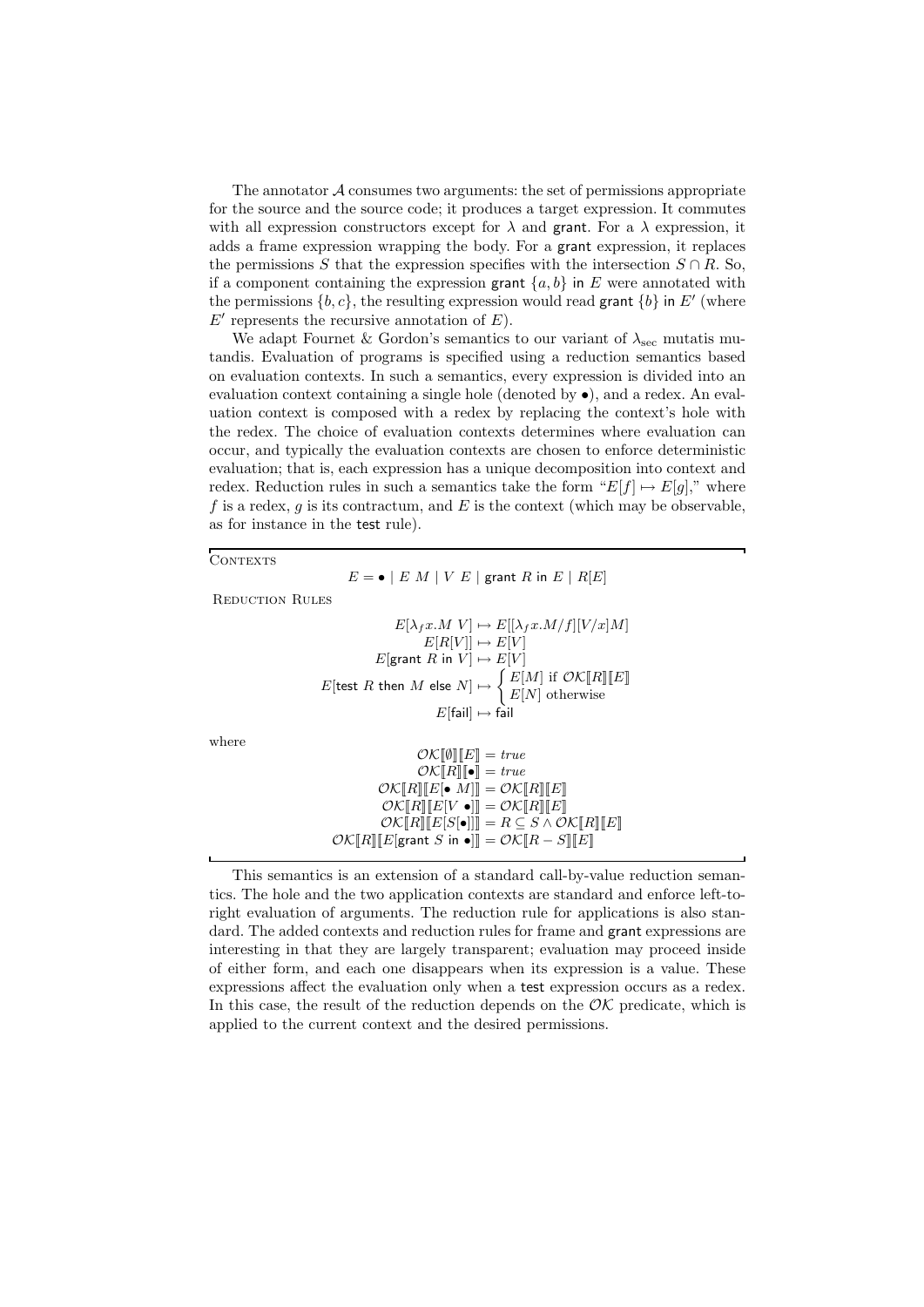The annotator $\mathcal{A}$ consumes two arguments: the set of permissions appropriate for the source and the source code; it produces a target expression. It commutes with all expression constructors except for $\lambda$ and grant. For a $\lambda$ expression, it adds a frame expression wrapping the body. For a grant expression, it replaces the permissions $S$ that the expression specifies with the intersection $S \cap R$. So, if a component containing the expression grant $\{a, b\}$ in $E$ were annotated with the permissions $\{b, c\}$, the resulting expression would read grant $\{b\}$ in $E'$ (where $E'$ represents the recursive annotation of $E$).

We adapt Fournet & Gordon's semantics to our variant of $\lambda_{\text{sec}}$ mutatis mutandis. Evaluation of programs is specified using a reduction semantics based on evaluation contexts. In such a semantics, every expression is divided into an evaluation context containing a single hole (denoted by $\bullet$), and a redex. An evaluation context is composed with a redex by replacing the context's hole with the redex. The choice of evaluation contexts determines where evaluation can occur, and typically the evaluation contexts are chosen to enforce deterministic evaluation; that is, each expression has a unique decomposition into context and redex. Reduction rules in such a semantics take the form "$E[f] \mapsto E[g]$," where $f$ is a redex, $g$ is its contractum, and $E$ is the context (which may be observable, as for instance in the test rule).

CONTEXTS

$$E = \bullet \mid E\ M \mid V\ E \mid \mathsf{grant}\ R\ \mathsf{in}\ E \mid R[E]$$

REDUCTION RULES

$$
\begin{aligned}
E[\lambda_f x.M\ V] &\mapsto E[[\lambda_f x.M/f][V/x]M] \\
E[R[V]] &\mapsto E[V] \\
E[\mathsf{grant}\ R\ \mathsf{in}\ V] &\mapsto E[V] \\
E[\mathsf{test}\ R\ \mathsf{then}\ M\ \mathsf{else}\ N] &\mapsto \begin{cases} E[M] \text{ if } \mathcal{OK}[\![R]\!][\![E]\!] \\ E[N] \text{ otherwise} \end{cases} \\
E[\mathsf{fail}] &\mapsto \mathsf{fail}
\end{aligned}
$$

where

$$
\begin{aligned}
\mathcal{OK}[\![\emptyset]\!][\![E]\!] &= \mathit{true} \\
\mathcal{OK}[\![R]\!][\![\bullet]\!] &= \mathit{true} \\
\mathcal{OK}[\![R]\!][\![E[\bullet\ M]]\!] &= \mathcal{OK}[\![R]\!][\![E]\!] \\
\mathcal{OK}[\![R]\!][\![E[V\ \bullet]]\!] &= \mathcal{OK}[\![R]\!][\![E]\!] \\
\mathcal{OK}[\![R]\!][\![E[S[\bullet]]]\!] &= R \subseteq S \wedge \mathcal{OK}[\![R]\!][\![E]\!] \\
\mathcal{OK}[\![R]\!][\![E[\mathsf{grant}\ S\ \mathsf{in}\ \bullet]]\!] &= \mathcal{OK}[\![R - S]\!][\![E]\!]
\end{aligned}
$$

This semantics is an extension of a standard call-by-value reduction semantics. The hole and the two application contexts are standard and enforce left-to-right evaluation of arguments. The reduction rule for applications is also standard. The added contexts and reduction rules for frame and grant expressions are interesting in that they are largely transparent; evaluation may proceed inside of either form, and each one disappears when its expression is a value. These expressions affect the evaluation only when a test expression occurs as a redex. In this case, the result of the reduction depends on the $\mathcal{OK}$ predicate, which is applied to the current context and the desired permissions.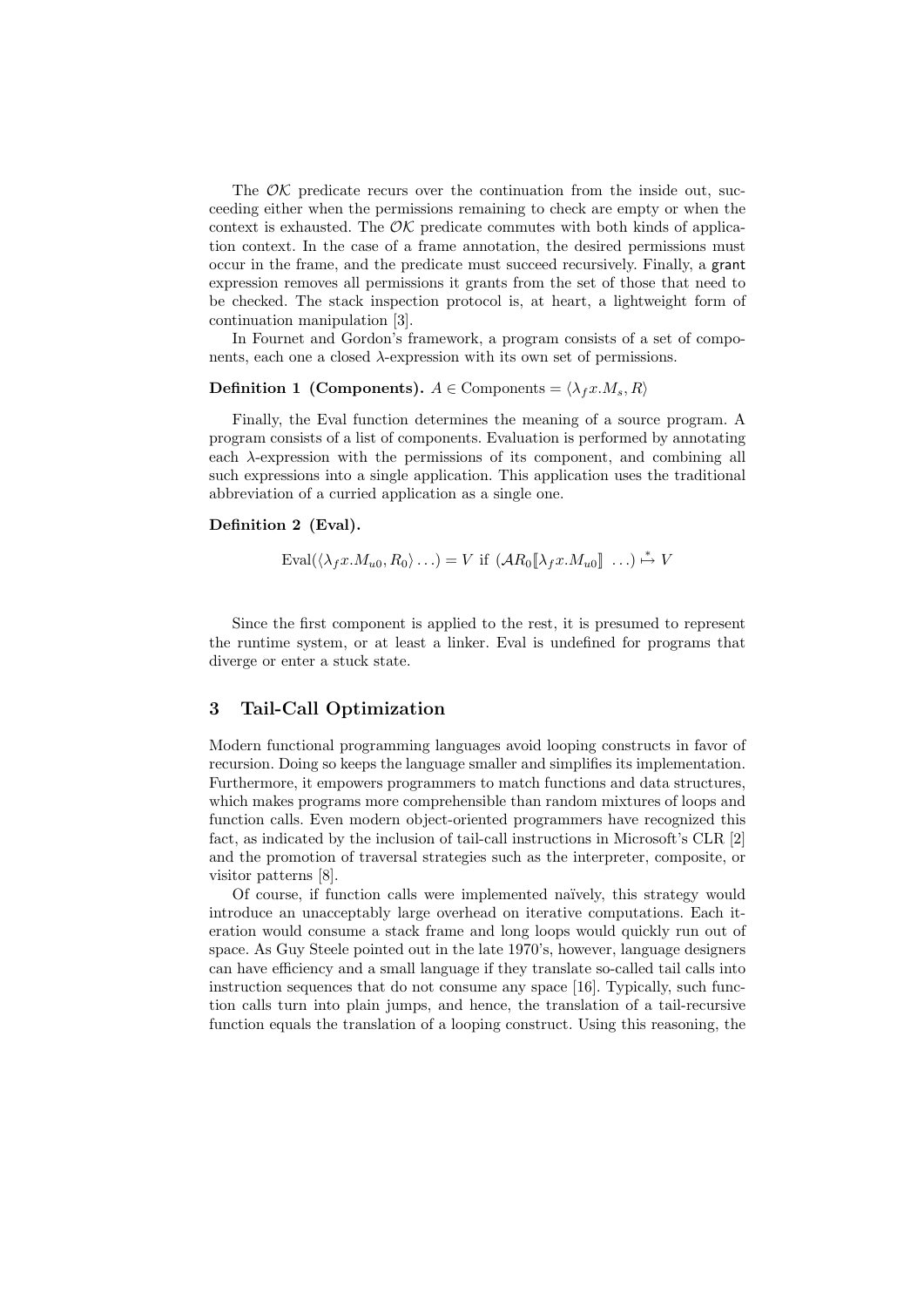The $\mathcal{OK}$ predicate recurs over the continuation from the inside out, succeeding either when the permissions remaining to check are empty or when the context is exhausted. The $\mathcal{OK}$ predicate commutes with both kinds of application context. In the case of a frame annotation, the desired permissions must occur in the frame, and the predicate must succeed recursively. Finally, a grant expression removes all permissions it grants from the set of those that need to be checked. The stack inspection protocol is, at heart, a lightweight form of continuation manipulation [3].

In Fournet and Gordon's framework, a program consists of a set of components, each one a closed $\lambda$-expression with its own set of permissions.

**Definition 1 (Components).** $A \in \text{Components} = \langle \lambda_f x.M_s, R \rangle$

Finally, the Eval function determines the meaning of a source program. A program consists of a list of components. Evaluation is performed by annotating each $\lambda$-expression with the permissions of its component, and combining all such expressions into a single application. This application uses the traditional abbreviation of a curried application as a single one.

**Definition 2 (Eval).**

$$\text{Eval}(\langle \lambda_f x.M_{u0}, R_0 \rangle \ldots) = V \text{ if } (\mathcal{A}R_0[\![\lambda_f x.M_{u0}]\!] \ \ldots) \overset{*}{\mapsto} V$$

Since the first component is applied to the rest, it is presumed to represent the runtime system, or at least a linker. Eval is undefined for programs that diverge or enter a stuck state.

## 3 Tail-Call Optimization

Modern functional programming languages avoid looping constructs in favor of recursion. Doing so keeps the language smaller and simplifies its implementation. Furthermore, it empowers programmers to match functions and data structures, which makes programs more comprehensible than random mixtures of loops and function calls. Even modern object-oriented programmers have recognized this fact, as indicated by the inclusion of tail-call instructions in Microsoft's CLR [2] and the promotion of traversal strategies such as the interpreter, composite, or visitor patterns [8].

Of course, if function calls were implemented naïvely, this strategy would introduce an unacceptably large overhead on iterative computations. Each iteration would consume a stack frame and long loops would quickly run out of space. As Guy Steele pointed out in the late 1970's, however, language designers can have efficiency and a small language if they translate so-called tail calls into instruction sequences that do not consume any space [16]. Typically, such function calls turn into plain jumps, and hence, the translation of a tail-recursive function equals the translation of a looping construct. Using this reasoning, the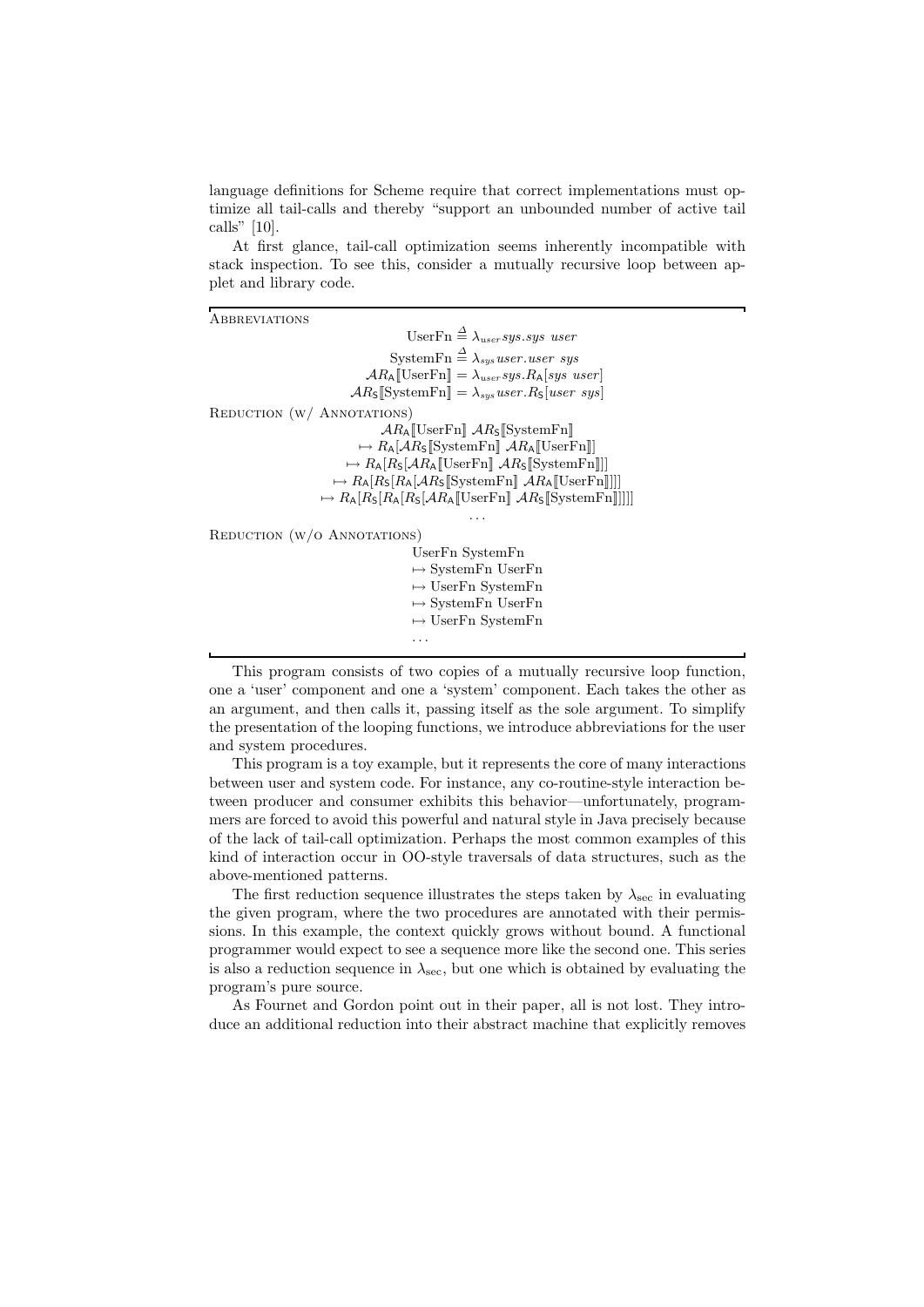language definitions for Scheme require that correct implementations must optimize all tail-calls and thereby "support an unbounded number of active tail calls" [10].

At first glance, tail-call optimization seems inherently incompatible with stack inspection. To see this, consider a mutually recursive loop between applet and library code.

---

Abbreviations

$$\text{UserFn} \stackrel{\Delta}{=} \lambda_{user} sys.sys\ user$$

$$\text{SystemFn} \stackrel{\Delta}{=} \lambda_{sys} user.user\ sys$$

$$\mathcal{A}R_{\mathsf{A}}[\![\text{UserFn}]\!] = \lambda_{user} sys.R_{\mathsf{A}}[sys\ user]$$

$$\mathcal{A}R_{\mathsf{S}}[\![\text{SystemFn}]\!] = \lambda_{sys} user.R_{\mathsf{S}}[user\ sys]$$

Reduction (w/ Annotations)

$$\begin{array}{l}
\mathcal{A}R_{\mathsf{A}}[\![\text{UserFn}]\!]\ \mathcal{A}R_{\mathsf{S}}[\![\text{SystemFn}]\!] \\
\mapsto R_{\mathsf{A}}[\mathcal{A}R_{\mathsf{S}}[\![\text{SystemFn}]\!]\ \mathcal{A}R_{\mathsf{A}}[\![\text{UserFn}]\!]] \\
\mapsto R_{\mathsf{A}}[R_{\mathsf{S}}[\mathcal{A}R_{\mathsf{A}}[\![\text{UserFn}]\!]\ \mathcal{A}R_{\mathsf{S}}[\![\text{SystemFn}]\!]]] \\
\mapsto R_{\mathsf{A}}[R_{\mathsf{S}}[R_{\mathsf{A}}[\mathcal{A}R_{\mathsf{S}}[\![\text{SystemFn}]\!]\ \mathcal{A}R_{\mathsf{A}}[\![\text{UserFn}]\!]]]] \\
\mapsto R_{\mathsf{A}}[R_{\mathsf{S}}[R_{\mathsf{A}}[R_{\mathsf{S}}[\mathcal{A}R_{\mathsf{A}}[\![\text{UserFn}]\!]\ \mathcal{A}R_{\mathsf{S}}[\![\text{SystemFn}]\!]]]]] \\
\ldots
\end{array}$$

Reduction (w/o Annotations)

$$\begin{array}{l}
\text{UserFn SystemFn} \\
\mapsto \text{SystemFn UserFn} \\
\mapsto \text{UserFn SystemFn} \\
\mapsto \text{SystemFn UserFn} \\
\mapsto \text{UserFn SystemFn} \\
\ldots
\end{array}$$

---

This program consists of two copies of a mutually recursive loop function, one a 'user' component and one a 'system' component. Each takes the other as an argument, and then calls it, passing itself as the sole argument. To simplify the presentation of the looping functions, we introduce abbreviations for the user and system procedures.

This program is a toy example, but it represents the core of many interactions between user and system code. For instance, any co-routine-style interaction between producer and consumer exhibits this behavior—unfortunately, programmers are forced to avoid this powerful and natural style in Java precisely because of the lack of tail-call optimization. Perhaps the most common examples of this kind of interaction occur in OO-style traversals of data structures, such as the above-mentioned patterns.

The first reduction sequence illustrates the steps taken by $\lambda_{\text{sec}}$ in evaluating the given program, where the two procedures are annotated with their permissions. In this example, the context quickly grows without bound. A functional programmer would expect to see a sequence more like the second one. This series is also a reduction sequence in $\lambda_{\text{sec}}$, but one which is obtained by evaluating the program's pure source.

As Fournet and Gordon point out in their paper, all is not lost. They introduce an additional reduction into their abstract machine that explicitly removes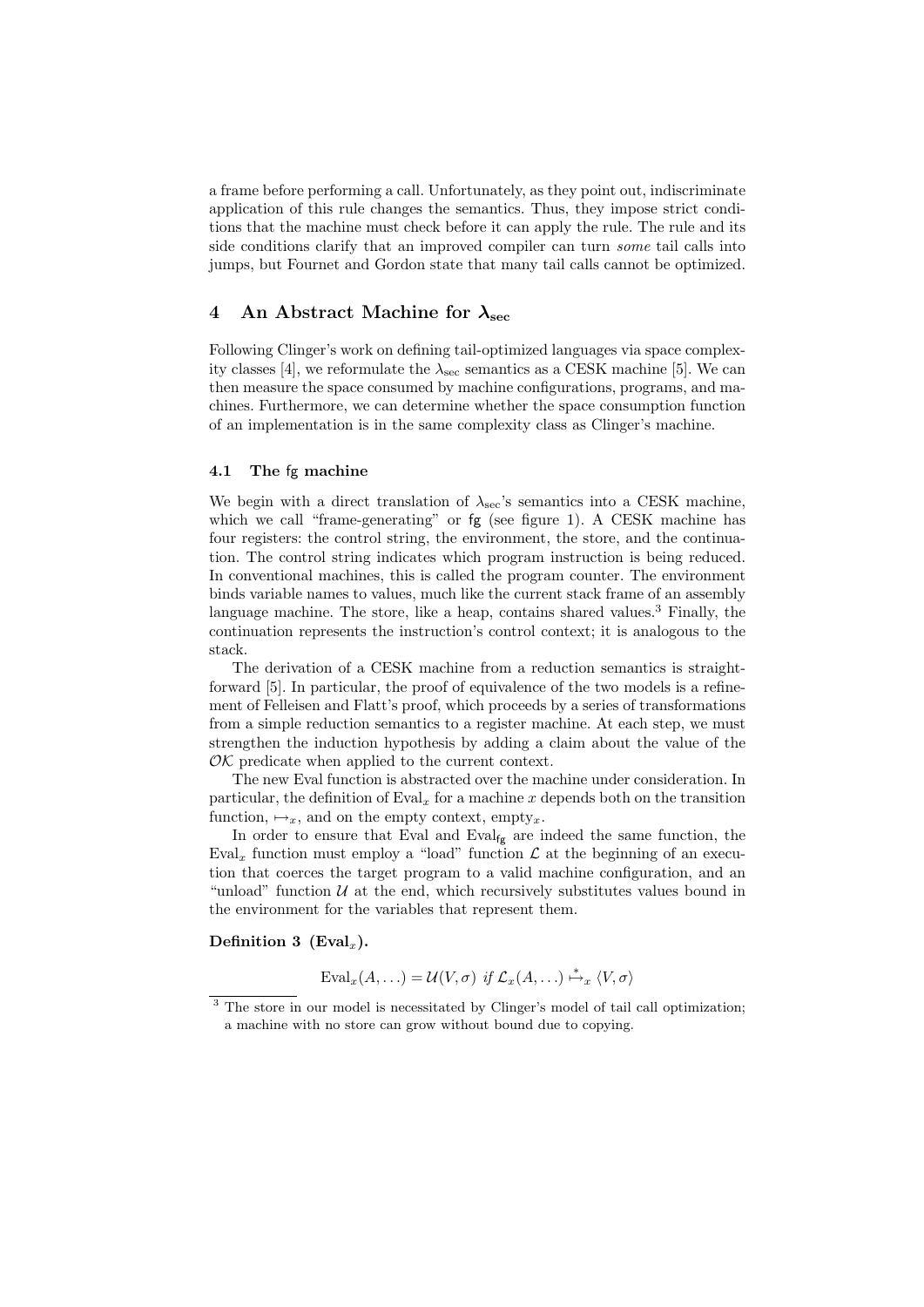a frame before performing a call. Unfortunately, as they point out, indiscriminate application of this rule changes the semantics. Thus, they impose strict conditions that the machine must check before it can apply the rule. The rule and its side conditions clarify that an improved compiler can turn *some* tail calls into jumps, but Fournet and Gordon state that many tail calls cannot be optimized.

## 4 An Abstract Machine for $\lambda_{\text{sec}}$

Following Clinger's work on defining tail-optimized languages via space complexity classes [4], we reformulate the $\lambda_{\text{sec}}$ semantics as a CESK machine [5]. We can then measure the space consumed by machine configurations, programs, and machines. Furthermore, we can determine whether the space consumption function of an implementation is in the same complexity class as Clinger's machine.

### 4.1 The fg machine

We begin with a direct translation of $\lambda_{\text{sec}}$'s semantics into a CESK machine, which we call "frame-generating" or fg (see figure 1). A CESK machine has four registers: the control string, the environment, the store, and the continuation. The control string indicates which program instruction is being reduced. In conventional machines, this is called the program counter. The environment binds variable names to values, much like the current stack frame of an assembly language machine. The store, like a heap, contains shared values.[3] Finally, the continuation represents the instruction's control context; it is analogous to the stack.

The derivation of a CESK machine from a reduction semantics is straightforward [5]. In particular, the proof of equivalence of the two models is a refinement of Felleisen and Flatt's proof, which proceeds by a series of transformations from a simple reduction semantics to a register machine. At each step, we must strengthen the induction hypothesis by adding a claim about the value of the $\mathcal{OK}$ predicate when applied to the current context.

The new Eval function is abstracted over the machine under consideration. In particular, the definition of $\text{Eval}_x$ for a machine $x$ depends both on the transition function, $\mapsto_x$, and on the empty context, $\text{empty}_x$.

In order to ensure that Eval and $\text{Eval}_{\mathsf{fg}}$ are indeed the same function, the $\text{Eval}_x$ function must employ a "load" function $\mathcal{L}$ at the beginning of an execution that coerces the target program to a valid machine configuration, and an "unload" function $\mathcal{U}$ at the end, which recursively substitutes values bound in the environment for the variables that represent them.

**Definition 3 ($\text{Eval}_x$).**

$$\text{Eval}_x(A,\ldots) = \mathcal{U}(V,\sigma) \text{ if } \mathcal{L}_x(A,\ldots) \overset{*}{\mapsto}_x \langle V,\sigma\rangle$$

[3] The store in our model is necessitated by Clinger's model of tail call optimization; a machine with no store can grow without bound due to copying.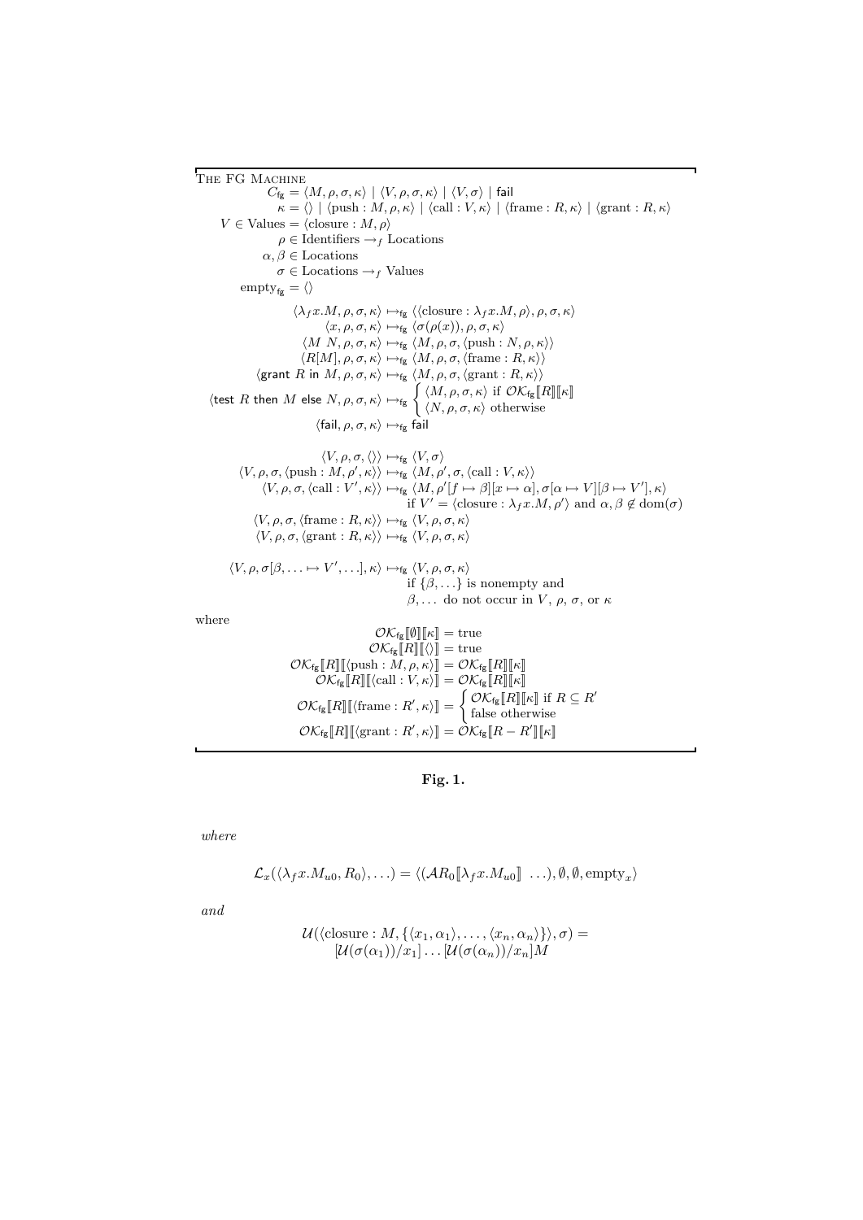THE FG MACHINE

$$C_{\mathsf{fg}} = \langle M, \rho, \sigma, \kappa \rangle \mid \langle V, \rho, \sigma, \kappa \rangle \mid \langle V, \sigma \rangle \mid \mathsf{fail}$$
$$\kappa = \langle\rangle \mid \langle \text{push} : M, \rho, \kappa \rangle \mid \langle \text{call} : V, \kappa \rangle \mid \langle \text{frame} : R, \kappa \rangle \mid \langle \text{grant} : R, \kappa \rangle$$
$$V \in \text{Values} = \langle \text{closure} : M, \rho \rangle$$
$$\rho \in \text{Identifiers} \rightarrow_f \text{Locations}$$
$$\alpha, \beta \in \text{Locations}$$
$$\sigma \in \text{Locations} \rightarrow_f \text{Values}$$
$$\text{empty}_{\mathsf{fg}} = \langle\rangle$$

$$\langle \lambda_f x.M, \rho, \sigma, \kappa \rangle \mapsto_{\mathsf{fg}} \langle \langle \text{closure} : \lambda_f x.M, \rho \rangle, \rho, \sigma, \kappa \rangle$$
$$\langle x, \rho, \sigma, \kappa \rangle \mapsto_{\mathsf{fg}} \langle \sigma(\rho(x)), \rho, \sigma, \kappa \rangle$$
$$\langle M\ N, \rho, \sigma, \kappa \rangle \mapsto_{\mathsf{fg}} \langle M, \rho, \sigma, \langle \text{push} : N, \rho, \kappa \rangle \rangle$$
$$\langle R[M], \rho, \sigma, \kappa \rangle \mapsto_{\mathsf{fg}} \langle M, \rho, \sigma, \langle \text{frame} : R, \kappa \rangle \rangle$$
$$\langle \mathsf{grant}\ R\ \mathsf{in}\ M, \rho, \sigma, \kappa \rangle \mapsto_{\mathsf{fg}} \langle M, \rho, \sigma, \langle \text{grant} : R, \kappa \rangle \rangle$$
$$\langle \mathsf{test}\ R\ \mathsf{then}\ M\ \mathsf{else}\ N, \rho, \sigma, \kappa \rangle \mapsto_{\mathsf{fg}} \begin{cases} \langle M, \rho, \sigma, \kappa \rangle \text{ if } \mathcal{OK}_{\mathsf{fg}}[\![R]\!][\![\kappa]\!] \\ \langle N, \rho, \sigma, \kappa \rangle \text{ otherwise} \end{cases}$$
$$\langle \mathsf{fail}, \rho, \sigma, \kappa \rangle \mapsto_{\mathsf{fg}} \mathsf{fail}$$

$$\langle V, \rho, \sigma, \langle\rangle \rangle \mapsto_{\mathsf{fg}} \langle V, \sigma \rangle$$
$$\langle V, \rho, \sigma, \langle \text{push} : M, \rho', \kappa \rangle \rangle \mapsto_{\mathsf{fg}} \langle M, \rho', \sigma, \langle \text{call} : V, \kappa \rangle \rangle$$
$$\langle V, \rho, \sigma, \langle \text{call} : V', \kappa \rangle \rangle \mapsto_{\mathsf{fg}} \langle M, \rho'[f \mapsto \beta][x \mapsto \alpha], \sigma[\alpha \mapsto V][\beta \mapsto V'], \kappa \rangle$$
$$\text{if } V' = \langle \text{closure} : \lambda_f x.M, \rho' \rangle \text{ and } \alpha, \beta \notin \text{dom}(\sigma)$$
$$\langle V, \rho, \sigma, \langle \text{frame} : R, \kappa \rangle \rangle \mapsto_{\mathsf{fg}} \langle V, \rho, \sigma, \kappa \rangle$$
$$\langle V, \rho, \sigma, \langle \text{grant} : R, \kappa \rangle \rangle \mapsto_{\mathsf{fg}} \langle V, \rho, \sigma, \kappa \rangle$$

$$\langle V, \rho, \sigma[\beta, \ldots \mapsto V', \ldots], \kappa \rangle \mapsto_{\mathsf{fg}} \langle V, \rho, \sigma, \kappa \rangle$$
$$\text{if } \{\beta, \ldots\} \text{ is nonempty and}$$
$$\beta, \ldots \text{ do not occur in } V,\ \rho,\ \sigma, \text{ or } \kappa$$

where

$$\mathcal{OK}_{\mathsf{fg}}[\![\emptyset]\!][\![\kappa]\!] = \text{true}$$
$$\mathcal{OK}_{\mathsf{fg}}[\![R]\!][\![\langle\rangle]\!] = \text{true}$$
$$\mathcal{OK}_{\mathsf{fg}}[\![R]\!][\![\langle \text{push} : M, \rho, \kappa \rangle]\!] = \mathcal{OK}_{\mathsf{fg}}[\![R]\!][\![\kappa]\!]$$
$$\mathcal{OK}_{\mathsf{fg}}[\![R]\!][\![\langle \text{call} : V, \kappa \rangle]\!] = \mathcal{OK}_{\mathsf{fg}}[\![R]\!][\![\kappa]\!]$$
$$\mathcal{OK}_{\mathsf{fg}}[\![R]\!][\![\langle \text{frame} : R', \kappa \rangle]\!] = \begin{cases} \mathcal{OK}_{\mathsf{fg}}[\![R]\!][\![\kappa]\!] \text{ if } R \subseteq R' \\ \text{false otherwise} \end{cases}$$
$$\mathcal{OK}_{\mathsf{fg}}[\![R]\!][\![\langle \text{grant} : R', \kappa \rangle]\!] = \mathcal{OK}_{\mathsf{fg}}[\![R - R']\!][\![\kappa]\!]$$

**Fig. 1.**

*where*

$$\mathcal{L}_x(\langle \lambda_f x.M_{u0}, R_0 \rangle, \ldots) = \langle (\mathcal{A}R_0[\![\lambda_f x.M_{u0}]\!]\ \ldots), \emptyset, \emptyset, \text{empty}_x \rangle$$

*and*

$$\mathcal{U}(\langle \text{closure} : M, \{\langle x_1, \alpha_1 \rangle, \ldots, \langle x_n, \alpha_n \rangle\} \rangle, \sigma) =$$
$$[\mathcal{U}(\sigma(\alpha_1))/x_1] \ldots [\mathcal{U}(\sigma(\alpha_n))/x_n]M$$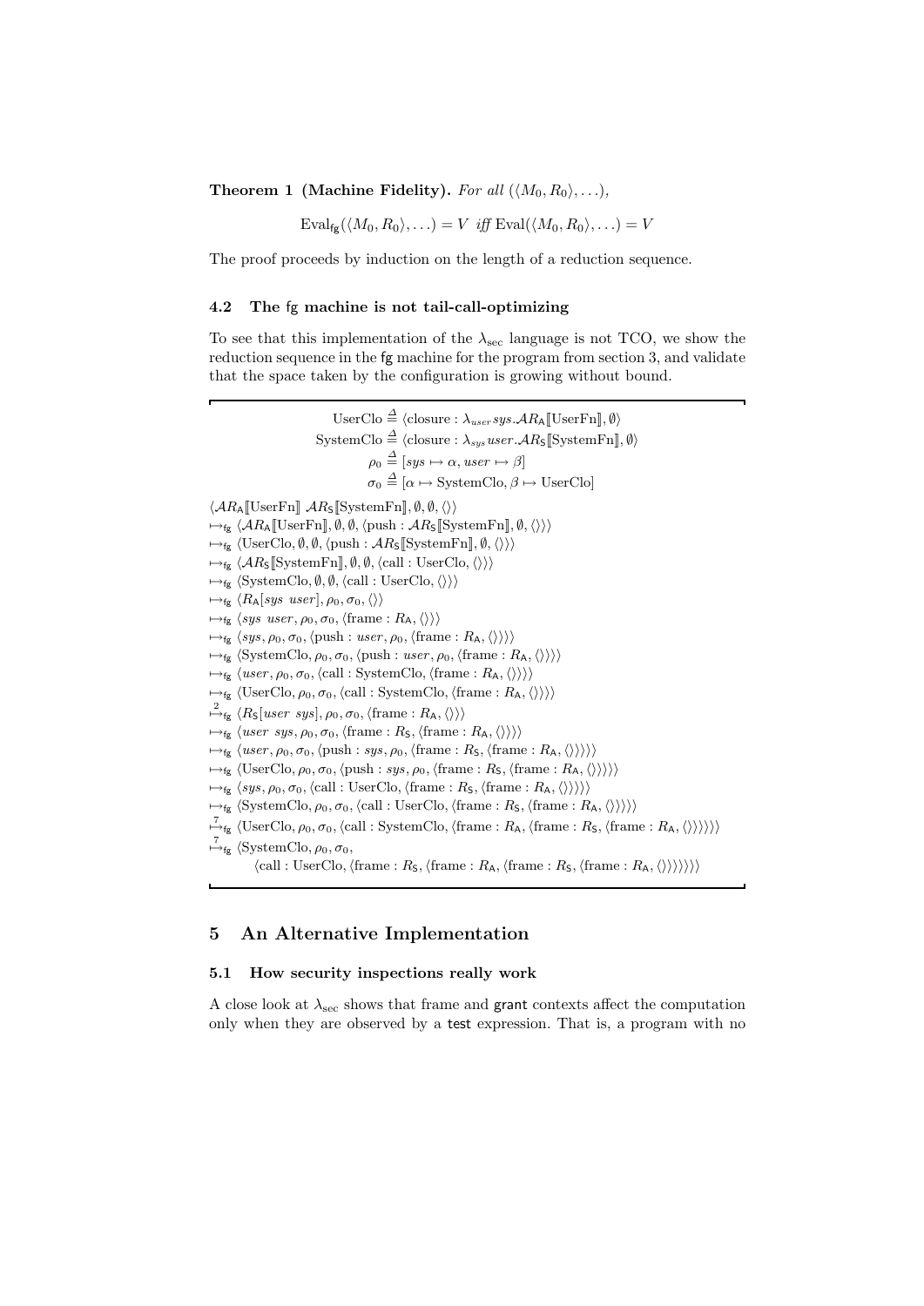**Theorem 1 (Machine Fidelity).** *For all* $(\langle M_0, R_0 \rangle, \ldots)$,

$$\text{Eval}_{\mathsf{fg}}(\langle M_0, R_0 \rangle, \ldots) = V \text{ iff } \text{Eval}(\langle M_0, R_0 \rangle, \ldots) = V$$

The proof proceeds by induction on the length of a reduction sequence.

### 4.2 The fg machine is not tail-call-optimizing

To see that this implementation of the $\lambda_{\text{sec}}$ language is not TCO, we show the reduction sequence in the fg machine for the program from section 3, and validate that the space taken by the configuration is growing without bound.

$$\text{UserClo} \triangleq \langle \text{closure} : \lambda_{user} sys.\mathcal{A}R_{\mathsf{A}}[\![\text{UserFn}]\!], \emptyset \rangle$$
$$\text{SystemClo} \triangleq \langle \text{closure} : \lambda_{sys} user.\mathcal{A}R_{\mathsf{S}}[\![\text{SystemFn}]\!], \emptyset \rangle$$
$$\rho_0 \triangleq [sys \mapsto \alpha, user \mapsto \beta]$$
$$\sigma_0 \triangleq [\alpha \mapsto \text{SystemClo}, \beta \mapsto \text{UserClo}]$$

$$
\begin{array}{l}
\langle \mathcal{A}R_{\mathsf{A}}[\![\text{UserFn}]\!]\ \mathcal{A}R_{\mathsf{S}}[\![\text{SystemFn}]\!], \emptyset, \emptyset, \langle\rangle \rangle \\
\mapsto_{\mathsf{fg}} \langle \mathcal{A}R_{\mathsf{A}}[\![\text{UserFn}]\!], \emptyset, \emptyset, \langle \text{push} : \mathcal{A}R_{\mathsf{S}}[\![\text{SystemFn}]\!], \emptyset, \langle\rangle \rangle \rangle \\
\mapsto_{\mathsf{fg}} \langle \text{UserClo}, \emptyset, \emptyset, \langle \text{push} : \mathcal{A}R_{\mathsf{S}}[\![\text{SystemFn}]\!], \emptyset, \langle\rangle \rangle \rangle \\
\mapsto_{\mathsf{fg}} \langle \mathcal{A}R_{\mathsf{S}}[\![\text{SystemFn}]\!], \emptyset, \emptyset, \langle \text{call} : \text{UserClo}, \langle\rangle \rangle \rangle \\
\mapsto_{\mathsf{fg}} \langle \text{SystemClo}, \emptyset, \emptyset, \langle \text{call} : \text{UserClo}, \langle\rangle \rangle \rangle \\
\mapsto_{\mathsf{fg}} \langle R_{\mathsf{A}}[sys\ user], \rho_0, \sigma_0, \langle\rangle \rangle \\
\mapsto_{\mathsf{fg}} \langle sys\ user, \rho_0, \sigma_0, \langle \text{frame} : R_{\mathsf{A}}, \langle\rangle \rangle \rangle \\
\mapsto_{\mathsf{fg}} \langle sys, \rho_0, \sigma_0, \langle \text{push} : user, \rho_0, \langle \text{frame} : R_{\mathsf{A}}, \langle\rangle \rangle \rangle \rangle \\
\mapsto_{\mathsf{fg}} \langle \text{SystemClo}, \rho_0, \sigma_0, \langle \text{push} : user, \rho_0, \langle \text{frame} : R_{\mathsf{A}}, \langle\rangle \rangle \rangle \rangle \\
\mapsto_{\mathsf{fg}} \langle user, \rho_0, \sigma_0, \langle \text{call} : \text{SystemClo}, \langle \text{frame} : R_{\mathsf{A}}, \langle\rangle \rangle \rangle \rangle \\
\mapsto_{\mathsf{fg}} \langle \text{UserClo}, \rho_0, \sigma_0, \langle \text{call} : \text{SystemClo}, \langle \text{frame} : R_{\mathsf{A}}, \langle\rangle \rangle \rangle \rangle \\
\overset{2}{\mapsto}_{\mathsf{fg}} \langle R_{\mathsf{S}}[user\ sys], \rho_0, \sigma_0, \langle \text{frame} : R_{\mathsf{A}}, \langle\rangle \rangle \rangle \\
\mapsto_{\mathsf{fg}} \langle user\ sys, \rho_0, \sigma_0, \langle \text{frame} : R_{\mathsf{S}}, \langle \text{frame} : R_{\mathsf{A}}, \langle\rangle \rangle \rangle \rangle \\
\mapsto_{\mathsf{fg}} \langle user, \rho_0, \sigma_0, \langle \text{push} : sys, \rho_0, \langle \text{frame} : R_{\mathsf{S}}, \langle \text{frame} : R_{\mathsf{A}}, \langle\rangle \rangle \rangle \rangle \rangle \\
\mapsto_{\mathsf{fg}} \langle \text{UserClo}, \rho_0, \sigma_0, \langle \text{push} : sys, \rho_0, \langle \text{frame} : R_{\mathsf{S}}, \langle \text{frame} : R_{\mathsf{A}}, \langle\rangle \rangle \rangle \rangle \rangle \\
\mapsto_{\mathsf{fg}} \langle sys, \rho_0, \sigma_0, \langle \text{call} : \text{UserClo}, \langle \text{frame} : R_{\mathsf{S}}, \langle \text{frame} : R_{\mathsf{A}}, \langle\rangle \rangle \rangle \rangle \rangle \\
\mapsto_{\mathsf{fg}} \langle \text{SystemClo}, \rho_0, \sigma_0, \langle \text{call} : \text{UserClo}, \langle \text{frame} : R_{\mathsf{S}}, \langle \text{frame} : R_{\mathsf{A}}, \langle\rangle \rangle \rangle \rangle \rangle \\
\overset{7}{\mapsto}_{\mathsf{fg}} \langle \text{UserClo}, \rho_0, \sigma_0, \langle \text{call} : \text{SystemClo}, \langle \text{frame} : R_{\mathsf{A}}, \langle \text{frame} : R_{\mathsf{S}}, \langle \text{frame} : R_{\mathsf{A}}, \langle\rangle \rangle \rangle \rangle \rangle \rangle \\
\overset{7}{\mapsto}_{\mathsf{fg}} \langle \text{SystemClo}, \rho_0, \sigma_0, \\
\qquad \langle \text{call} : \text{UserClo}, \langle \text{frame} : R_{\mathsf{S}}, \langle \text{frame} : R_{\mathsf{A}}, \langle \text{frame} : R_{\mathsf{S}}, \langle \text{frame} : R_{\mathsf{A}}, \langle\rangle \rangle \rangle \rangle \rangle \rangle \rangle
\end{array}
$$

## 5 An Alternative Implementation

### 5.1 How security inspections really work

A close look at $\lambda_{\text{sec}}$ shows that frame and grant contexts affect the computation only when they are observed by a test expression. That is, a program with no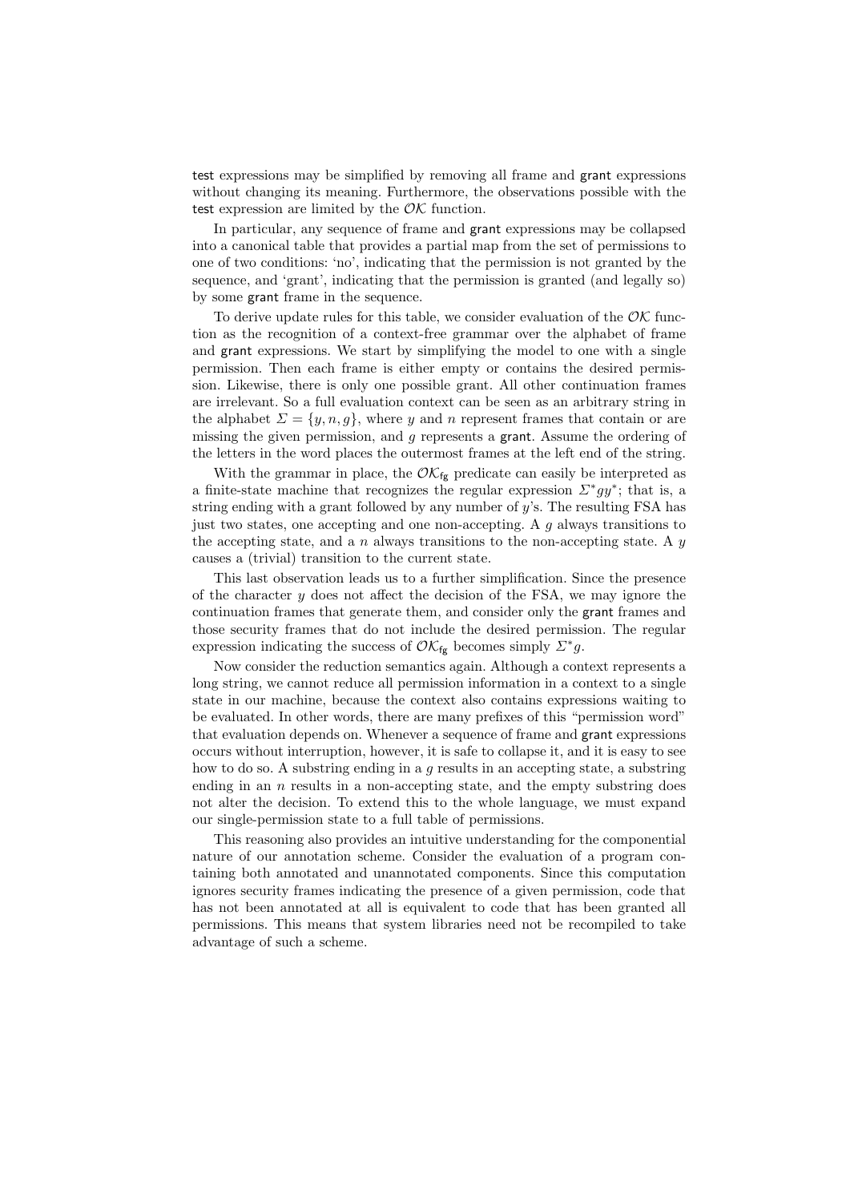test expressions may be simplified by removing all frame and grant expressions without changing its meaning. Furthermore, the observations possible with the test expression are limited by the $\mathcal{OK}$ function.

In particular, any sequence of frame and grant expressions may be collapsed into a canonical table that provides a partial map from the set of permissions to one of two conditions: 'no', indicating that the permission is not granted by the sequence, and 'grant', indicating that the permission is granted (and legally so) by some grant frame in the sequence.

To derive update rules for this table, we consider evaluation of the $\mathcal{OK}$ function as the recognition of a context-free grammar over the alphabet of frame and grant expressions. We start by simplifying the model to one with a single permission. Then each frame is either empty or contains the desired permission. Likewise, there is only one possible grant. All other continuation frames are irrelevant. So a full evaluation context can be seen as an arbitrary string in the alphabet $\Sigma = \{y, n, g\}$, where $y$ and $n$ represent frames that contain or are missing the given permission, and $g$ represents a grant. Assume the ordering of the letters in the word places the outermost frames at the left end of the string.

With the grammar in place, the $\mathcal{OK}_{\mathsf{fg}}$ predicate can easily be interpreted as a finite-state machine that recognizes the regular expression $\Sigma^* g y^*$; that is, a string ending with a grant followed by any number of $y$'s. The resulting FSA has just two states, one accepting and one non-accepting. A $g$ always transitions to the accepting state, and a $n$ always transitions to the non-accepting state. A $y$ causes a (trivial) transition to the current state.

This last observation leads us to a further simplification. Since the presence of the character $y$ does not affect the decision of the FSA, we may ignore the continuation frames that generate them, and consider only the grant frames and those security frames that do not include the desired permission. The regular expression indicating the success of $\mathcal{OK}_{\mathsf{fg}}$ becomes simply $\Sigma^* g$.

Now consider the reduction semantics again. Although a context represents a long string, we cannot reduce all permission information in a context to a single state in our machine, because the context also contains expressions waiting to be evaluated. In other words, there are many prefixes of this "permission word" that evaluation depends on. Whenever a sequence of frame and grant expressions occurs without interruption, however, it is safe to collapse it, and it is easy to see how to do so. A substring ending in a $g$ results in an accepting state, a substring ending in an $n$ results in a non-accepting state, and the empty substring does not alter the decision. To extend this to the whole language, we must expand our single-permission state to a full table of permissions.

This reasoning also provides an intuitive understanding for the componential nature of our annotation scheme. Consider the evaluation of a program containing both annotated and unannotated components. Since this computation ignores security frames indicating the presence of a given permission, code that has not been annotated at all is equivalent to code that has been granted all permissions. This means that system libraries need not be recompiled to take advantage of such a scheme.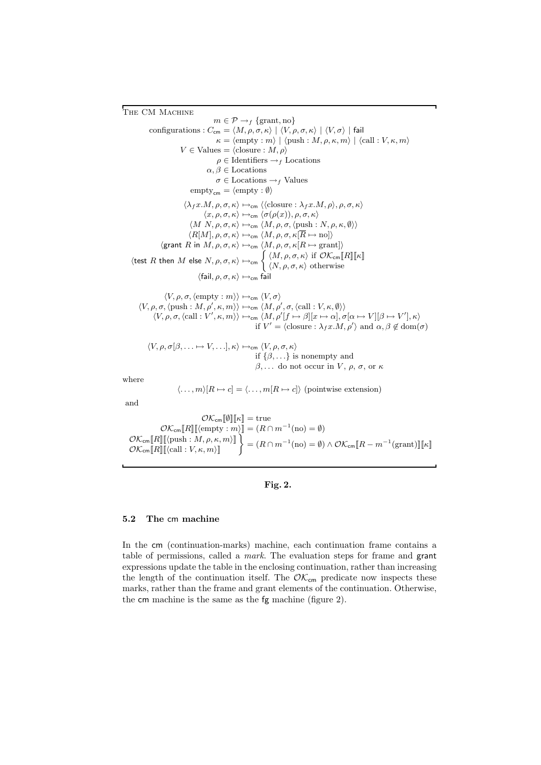THE CM MACHINE

$$m \in \mathcal{P} \rightarrow_f \{\text{grant}, \text{no}\}$$

$$\text{configurations} : C_{\mathsf{cm}} = \langle M, \rho, \sigma, \kappa \rangle \mid \langle V, \rho, \sigma, \kappa \rangle \mid \langle V, \sigma \rangle \mid \mathsf{fail}$$

$$\kappa = \langle \text{empty} : m \rangle \mid \langle \text{push} : M, \rho, \kappa, m \rangle \mid \langle \text{call} : V, \kappa, m \rangle$$

$$V \in \text{Values} = \langle \text{closure} : M, \rho \rangle$$

$$\rho \in \text{Identifiers} \rightarrow_f \text{Locations}$$

$$\alpha, \beta \in \text{Locations}$$

$$\sigma \in \text{Locations} \rightarrow_f \text{Values}$$

$$\text{empty}_{\mathsf{cm}} = \langle \text{empty} : \emptyset \rangle$$

$$\langle \lambda_f x.M, \rho, \sigma, \kappa \rangle \longmapsto_{\mathsf{cm}} \langle \langle \text{closure} : \lambda_f x.M, \rho \rangle, \rho, \sigma, \kappa \rangle$$

$$\langle x, \rho, \sigma, \kappa \rangle \longmapsto_{\mathsf{cm}} \langle \sigma(\rho(x)), \rho, \sigma, \kappa \rangle$$

$$\langle M\ N, \rho, \sigma, \kappa \rangle \longmapsto_{\mathsf{cm}} \langle M, \rho, \sigma, \langle \text{push} : N, \rho, \kappa, \emptyset \rangle \rangle$$

$$\langle R[M], \rho, \sigma, \kappa \rangle \longmapsto_{\mathsf{cm}} \langle M, \rho, \sigma, \kappa[\overline{R} \mapsto \text{no}] \rangle$$

$$\langle \mathsf{grant}\ R\ \mathsf{in}\ M, \rho, \sigma, \kappa \rangle \longmapsto_{\mathsf{cm}} \langle M, \rho, \sigma, \kappa[R \mapsto \text{grant}] \rangle$$

$$\langle \mathsf{test}\ R\ \mathsf{then}\ M\ \mathsf{else}\ N, \rho, \sigma, \kappa \rangle \longmapsto_{\mathsf{cm}} \begin{cases} \langle M, \rho, \sigma, \kappa \rangle \text{ if } \mathcal{OK}_{\mathsf{cm}}[\![R]\!][\![\kappa]\!] \\ \langle N, \rho, \sigma, \kappa \rangle \text{ otherwise} \end{cases}$$

$$\langle \mathsf{fail}, \rho, \sigma, \kappa \rangle \longmapsto_{\mathsf{cm}} \mathsf{fail}$$

$$\langle V, \rho, \sigma, \langle \text{empty} : m \rangle \rangle \longmapsto_{\mathsf{cm}} \langle V, \sigma \rangle$$

$$\langle V, \rho, \sigma, \langle \text{push} : M, \rho', \kappa, m \rangle \rangle \longmapsto_{\mathsf{cm}} \langle M, \rho', \sigma, \langle \text{call} : V, \kappa, \emptyset \rangle \rangle$$

$$\langle V, \rho, \sigma, \langle \text{call} : V', \kappa, m \rangle \rangle \longmapsto_{\mathsf{cm}} \langle M, \rho'[f \mapsto \beta][x \mapsto \alpha], \sigma[\alpha \mapsto V][\beta \mapsto V'], \kappa \rangle$$
$$\text{if } V' = \langle \text{closure} : \lambda_f x.M, \rho' \rangle \text{ and } \alpha, \beta \notin \text{dom}(\sigma)$$

$$\langle V, \rho, \sigma[\beta, \ldots \mapsto V, \ldots], \kappa \rangle \longmapsto_{\mathsf{cm}} \langle V, \rho, \sigma, \kappa \rangle$$
$$\text{if } \{\beta, \ldots\} \text{ is nonempty and } \beta, \ldots \text{ do not occur in } V,\ \rho,\ \sigma, \text{ or } \kappa$$

where

$$\langle \ldots, m \rangle [R \mapsto c] = \langle \ldots, m[R \mapsto c] \rangle \text{ (pointwise extension)}$$

and

$$\mathcal{OK}_{\mathsf{cm}}[\![\emptyset]\!][\![\kappa]\!] = \text{true}$$

$$\mathcal{OK}_{\mathsf{cm}}[\![R]\!][\![\langle \text{empty} : m \rangle]\!] = (R \cap m^{-1}(\text{no}) = \emptyset)$$

$$\left. \begin{array}{l} \mathcal{OK}_{\mathsf{cm}}[\![R]\!][\![\langle \text{push} : M, \rho, \kappa, m \rangle]\!] \\ \mathcal{OK}_{\mathsf{cm}}[\![R]\!][\![\langle \text{call} : V, \kappa, m \rangle]\!] \end{array} \right\} = (R \cap m^{-1}(\text{no}) = \emptyset) \wedge \mathcal{OK}_{\mathsf{cm}}[\![R - m^{-1}(\text{grant})]\!][\![\kappa]\!]$$

**Fig. 2.**

### 5.2 The cm machine

In the cm (continuation-marks) machine, each continuation frame contains a table of permissions, called a *mark*. The evaluation steps for frame and grant expressions update the table in the enclosing continuation, rather than increasing the length of the continuation itself. The $\mathcal{OK}_{\mathsf{cm}}$ predicate now inspects these marks, rather than the frame and grant elements of the continuation. Otherwise, the cm machine is the same as the fg machine (figure 2).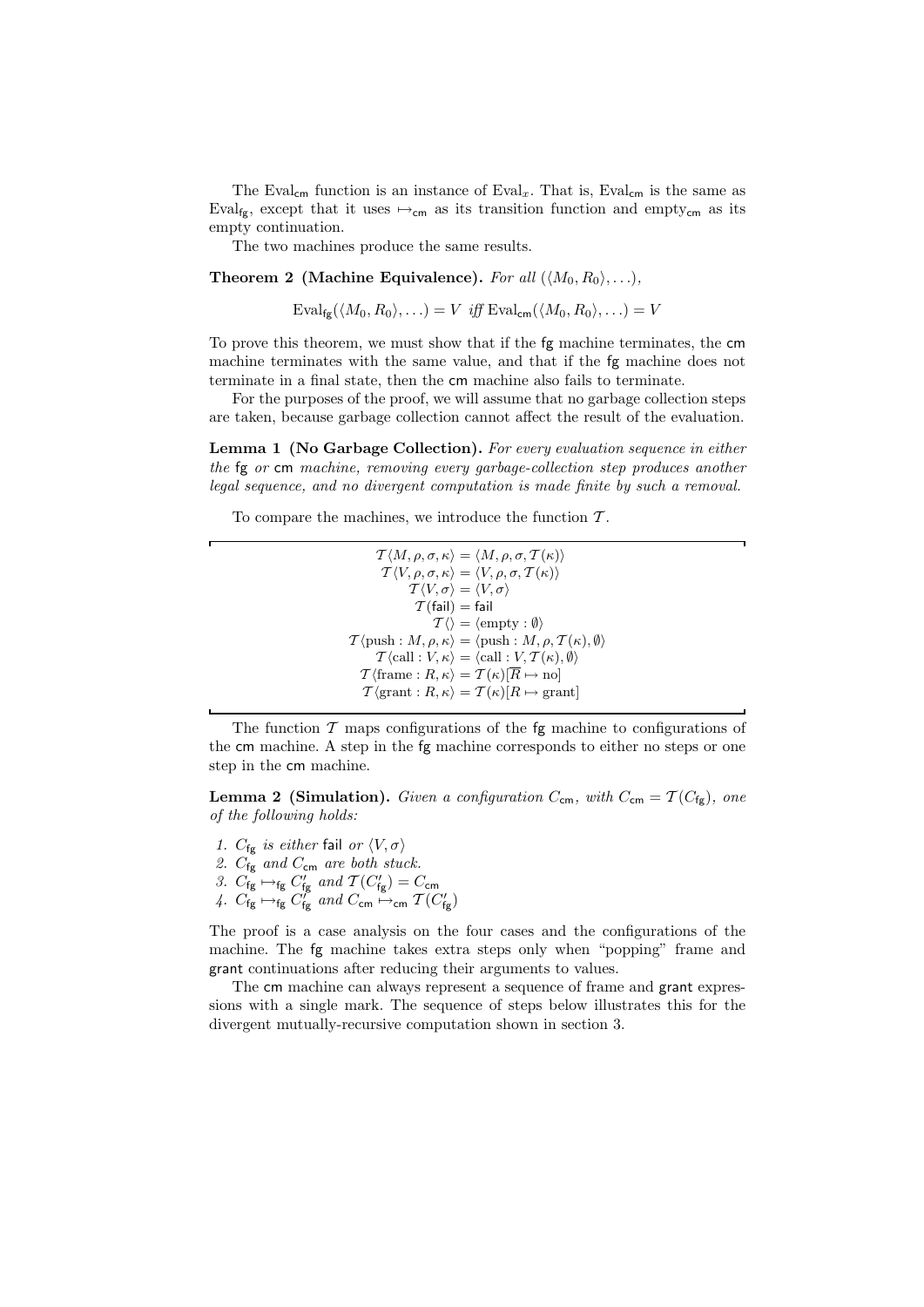The $\mathrm{Eval}_{\mathsf{cm}}$ function is an instance of $\mathrm{Eval}_x$. That is, $\mathrm{Eval}_{\mathsf{cm}}$ is the same as $\mathrm{Eval}_{\mathsf{fg}}$, except that it uses $\mapsto_{\mathsf{cm}}$ as its transition function and $\mathrm{empty}_{\mathsf{cm}}$ as its empty continuation.

The two machines produce the same results.

**Theorem 2 (Machine Equivalence).** *For all* $(\langle M_0, R_0\rangle, \ldots)$,

$$\mathrm{Eval}_{\mathsf{fg}}(\langle M_0, R_0\rangle, \ldots) = V \textit{ iff } \mathrm{Eval}_{\mathsf{cm}}(\langle M_0, R_0\rangle, \ldots) = V$$

To prove this theorem, we must show that if the fg machine terminates, the cm machine terminates with the same value, and that if the fg machine does not terminate in a final state, then the cm machine also fails to terminate.

For the purposes of the proof, we will assume that no garbage collection steps are taken, because garbage collection cannot affect the result of the evaluation.

**Lemma 1 (No Garbage Collection).** *For every evaluation sequence in either the* fg *or* cm *machine, removing every garbage-collection step produces another legal sequence, and no divergent computation is made finite by such a removal.*

To compare the machines, we introduce the function $\mathcal{T}$.

$$
\begin{aligned}
\mathcal{T}\langle M, \rho, \sigma, \kappa\rangle &= \langle M, \rho, \sigma, \mathcal{T}(\kappa)\rangle \\
\mathcal{T}\langle V, \rho, \sigma, \kappa\rangle &= \langle V, \rho, \sigma, \mathcal{T}(\kappa)\rangle \\
\mathcal{T}\langle V, \sigma\rangle &= \langle V, \sigma\rangle \\
\mathcal{T}(\mathsf{fail}) &= \mathsf{fail} \\
\mathcal{T}\langle\rangle &= \langle \mathrm{empty} : \emptyset\rangle \\
\mathcal{T}\langle \mathrm{push} : M, \rho, \kappa\rangle &= \langle \mathrm{push} : M, \rho, \mathcal{T}(\kappa), \emptyset\rangle \\
\mathcal{T}\langle \mathrm{call} : V, \kappa\rangle &= \langle \mathrm{call} : V, \mathcal{T}(\kappa), \emptyset\rangle \\
\mathcal{T}\langle \mathrm{frame} : R, \kappa\rangle &= \mathcal{T}(\kappa)[\overline{R} \mapsto \mathrm{no}] \\
\mathcal{T}\langle \mathrm{grant} : R, \kappa\rangle &= \mathcal{T}(\kappa)[R \mapsto \mathrm{grant}]
\end{aligned}
$$

The function $\mathcal{T}$ maps configurations of the fg machine to configurations of the cm machine. A step in the fg machine corresponds to either no steps or one step in the cm machine.

**Lemma 2 (Simulation).** *Given a configuration* $C_{\mathsf{cm}}$*, with* $C_{\mathsf{cm}} = \mathcal{T}(C_{\mathsf{fg}})$*, one of the following holds:*

1. $C_{\mathsf{fg}}$ *is either* fail *or* $\langle V, \sigma\rangle$
2. $C_{\mathsf{fg}}$ *and* $C_{\mathsf{cm}}$ *are both stuck.*
3. $C_{\mathsf{fg}} \mapsto_{\mathsf{fg}} C'_{\mathsf{fg}}$ *and* $\mathcal{T}(C'_{\mathsf{fg}}) = C_{\mathsf{cm}}$
4. $C_{\mathsf{fg}} \mapsto_{\mathsf{fg}} C'_{\mathsf{fg}}$ *and* $C_{\mathsf{cm}} \mapsto_{\mathsf{cm}} \mathcal{T}(C'_{\mathsf{fg}})$

The proof is a case analysis on the four cases and the configurations of the machine. The fg machine takes extra steps only when "popping" frame and grant continuations after reducing their arguments to values.

The cm machine can always represent a sequence of frame and grant expressions with a single mark. The sequence of steps below illustrates this for the divergent mutually-recursive computation shown in section 3.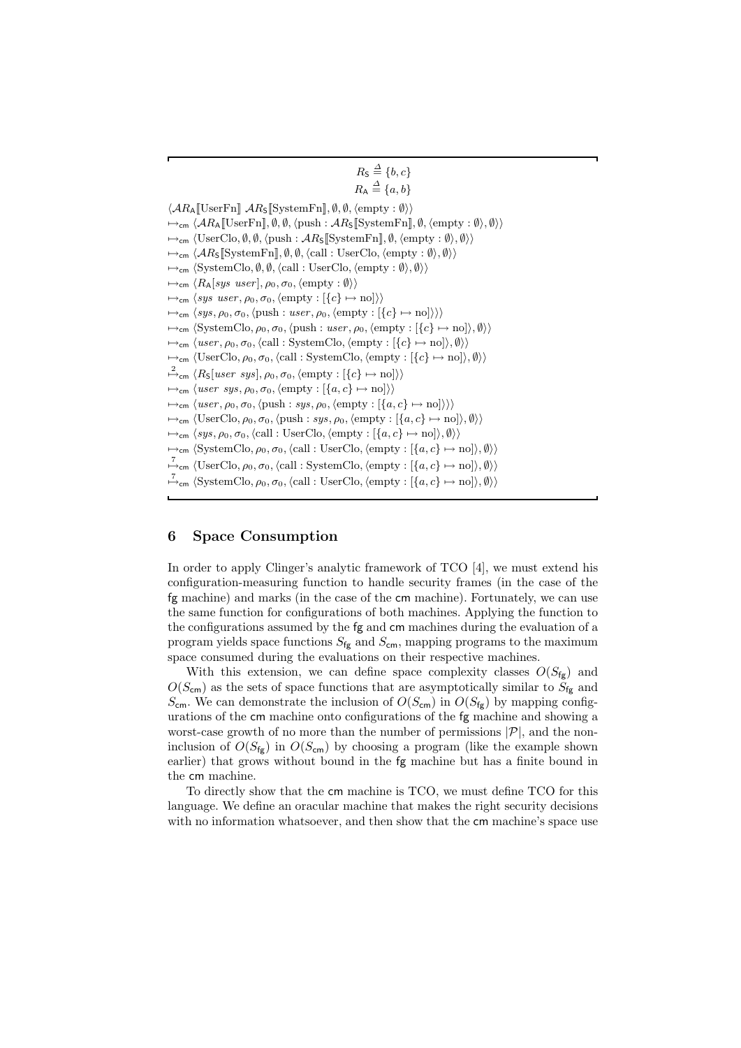$$R_{\mathsf{S}} \triangleq \{b, c\}$$
$$R_{\mathsf{A}} \triangleq \{a, b\}$$

$$
\begin{array}{l}
\langle \mathcal{A}R_{\mathsf{A}}[\![\text{UserFn}]\!]\ \mathcal{A}R_{\mathsf{S}}[\![\text{SystemFn}]\!], \emptyset, \emptyset, \langle \text{empty} : \emptyset\rangle\rangle \\
\mapsto_{\mathsf{cm}} \langle \mathcal{A}R_{\mathsf{A}}[\![\text{UserFn}]\!], \emptyset, \emptyset, \langle \text{push} : \mathcal{A}R_{\mathsf{S}}[\![\text{SystemFn}]\!], \emptyset, \langle \text{empty} : \emptyset\rangle, \emptyset\rangle\rangle \\
\mapsto_{\mathsf{cm}} \langle \text{UserClo}, \emptyset, \emptyset, \langle \text{push} : \mathcal{A}R_{\mathsf{S}}[\![\text{SystemFn}]\!], \emptyset, \langle \text{empty} : \emptyset\rangle, \emptyset\rangle\rangle \\
\mapsto_{\mathsf{cm}} \langle \mathcal{A}R_{\mathsf{S}}[\![\text{SystemFn}]\!], \emptyset, \emptyset, \langle \text{call} : \text{UserClo}, \langle \text{empty} : \emptyset\rangle, \emptyset\rangle\rangle \\
\mapsto_{\mathsf{cm}} \langle \text{SystemClo}, \emptyset, \emptyset, \langle \text{call} : \text{UserClo}, \langle \text{empty} : \emptyset\rangle, \emptyset\rangle\rangle \\
\mapsto_{\mathsf{cm}} \langle R_{\mathsf{A}}[\mathit{sys}\ \mathit{user}], \rho_0, \sigma_0, \langle \text{empty} : \emptyset\rangle\rangle \\
\mapsto_{\mathsf{cm}} \langle \mathit{sys}\ \mathit{user}, \rho_0, \sigma_0, \langle \text{empty} : [\{c\} \mapsto \text{no}]\rangle\rangle \\
\mapsto_{\mathsf{cm}} \langle \mathit{sys}, \rho_0, \sigma_0, \langle \text{push} : \mathit{user}, \rho_0, \langle \text{empty} : [\{c\} \mapsto \text{no}]\rangle\rangle\rangle \\
\mapsto_{\mathsf{cm}} \langle \text{SystemClo}, \rho_0, \sigma_0, \langle \text{push} : \mathit{user}, \rho_0, \langle \text{empty} : [\{c\} \mapsto \text{no}]\rangle, \emptyset\rangle\rangle \\
\mapsto_{\mathsf{cm}} \langle \mathit{user}, \rho_0, \sigma_0, \langle \text{call} : \text{SystemClo}, \langle \text{empty} : [\{c\} \mapsto \text{no}]\rangle, \emptyset\rangle\rangle \\
\mapsto_{\mathsf{cm}} \langle \text{UserClo}, \rho_0, \sigma_0, \langle \text{call} : \text{SystemClo}, \langle \text{empty} : [\{c\} \mapsto \text{no}]\rangle, \emptyset\rangle\rangle \\
\overset{2}{\mapsto}_{\mathsf{cm}} \langle R_{\mathsf{S}}[\mathit{user}\ \mathit{sys}], \rho_0, \sigma_0, \langle \text{empty} : [\{c\} \mapsto \text{no}]\rangle\rangle \\
\mapsto_{\mathsf{cm}} \langle \mathit{user}\ \mathit{sys}, \rho_0, \sigma_0, \langle \text{empty} : [\{a, c\} \mapsto \text{no}]\rangle\rangle \\
\mapsto_{\mathsf{cm}} \langle \mathit{user}, \rho_0, \sigma_0, \langle \text{push} : \mathit{sys}, \rho_0, \langle \text{empty} : [\{a, c\} \mapsto \text{no}]\rangle\rangle\rangle \\
\mapsto_{\mathsf{cm}} \langle \text{UserClo}, \rho_0, \sigma_0, \langle \text{push} : \mathit{sys}, \rho_0, \langle \text{empty} : [\{a, c\} \mapsto \text{no}]\rangle, \emptyset\rangle\rangle \\
\mapsto_{\mathsf{cm}} \langle \mathit{sys}, \rho_0, \sigma_0, \langle \text{call} : \text{UserClo}, \langle \text{empty} : [\{a, c\} \mapsto \text{no}]\rangle, \emptyset\rangle\rangle \\
\mapsto_{\mathsf{cm}} \langle \text{SystemClo}, \rho_0, \sigma_0, \langle \text{call} : \text{UserClo}, \langle \text{empty} : [\{a, c\} \mapsto \text{no}]\rangle, \emptyset\rangle\rangle \\
\overset{7}{\mapsto}_{\mathsf{cm}} \langle \text{UserClo}, \rho_0, \sigma_0, \langle \text{call} : \text{SystemClo}, \langle \text{empty} : [\{a, c\} \mapsto \text{no}]\rangle, \emptyset\rangle\rangle \\
\overset{7}{\mapsto}_{\mathsf{cm}} \langle \text{SystemClo}, \rho_0, \sigma_0, \langle \text{call} : \text{UserClo}, \langle \text{empty} : [\{a, c\} \mapsto \text{no}]\rangle, \emptyset\rangle\rangle
\end{array}
$$

## 6 Space Consumption

In order to apply Clinger's analytic framework of TCO [4], we must extend his configuration-measuring function to handle security frames (in the case of the fg machine) and marks (in the case of the cm machine). Fortunately, we can use the same function for configurations of both machines. Applying the function to the configurations assumed by the fg and cm machines during the evaluation of a program yields space functions $S_{\mathsf{fg}}$ and $S_{\mathsf{cm}}$, mapping programs to the maximum space consumed during the evaluations on their respective machines.

With this extension, we can define space complexity classes $O(S_{\mathsf{fg}})$ and $O(S_{\mathsf{cm}})$ as the sets of space functions that are asymptotically similar to $S_{\mathsf{fg}}$ and $S_{\mathsf{cm}}$. We can demonstrate the inclusion of $O(S_{\mathsf{cm}})$ in $O(S_{\mathsf{fg}})$ by mapping configurations of the cm machine onto configurations of the fg machine and showing a worst-case growth of no more than the number of permissions $|\mathcal{P}|$, and the non-inclusion of $O(S_{\mathsf{fg}})$ in $O(S_{\mathsf{cm}})$ by choosing a program (like the example shown earlier) that grows without bound in the fg machine but has a finite bound in the cm machine.

To directly show that the cm machine is TCO, we must define TCO for this language. We define an oracular machine that makes the right security decisions with no information whatsoever, and then show that the cm machine's space use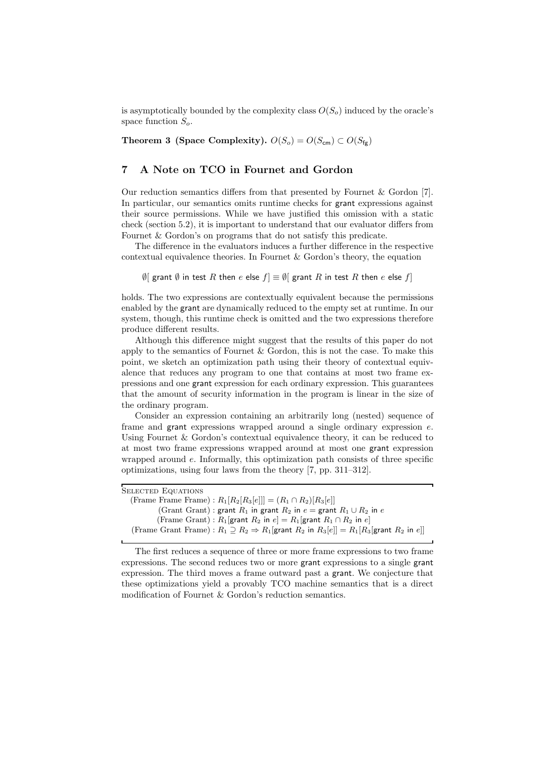is asymptotically bounded by the complexity class $O(S_o)$ induced by the oracle's space function $S_o$.

**Theorem 3 (Space Complexity).** $O(S_o) = O(S_{\mathsf{cm}}) \subset O(S_{\mathsf{fg}})$

## 7 A Note on TCO in Fournet and Gordon

Our reduction semantics differs from that presented by Fournet & Gordon [7]. In particular, our semantics omits runtime checks for grant expressions against their source permissions. While we have justified this omission with a static check (section 5.2), it is important to understand that our evaluator differs from Fournet & Gordon's on programs that do not satisfy this predicate.

The difference in the evaluators induces a further difference in the respective contextual equivalence theories. In Fournet & Gordon's theory, the equation

$$\emptyset[\ \mathsf{grant}\ \emptyset\ \mathsf{in}\ \mathsf{test}\ R\ \mathsf{then}\ e\ \mathsf{else}\ f] \equiv \emptyset[\ \mathsf{grant}\ R\ \mathsf{in}\ \mathsf{test}\ R\ \mathsf{then}\ e\ \mathsf{else}\ f]$$

holds. The two expressions are contextually equivalent because the permissions enabled by the grant are dynamically reduced to the empty set at runtime. In our system, though, this runtime check is omitted and the two expressions therefore produce different results.

Although this difference might suggest that the results of this paper do not apply to the semantics of Fournet & Gordon, this is not the case. To make this point, we sketch an optimization path using their theory of contextual equivalence that reduces any program to one that contains at most two frame expressions and one grant expression for each ordinary expression. This guarantees that the amount of security information in the program is linear in the size of the ordinary program.

Consider an expression containing an arbitrarily long (nested) sequence of frame and grant expressions wrapped around a single ordinary expression $e$. Using Fournet & Gordon's contextual equivalence theory, it can be reduced to at most two frame expressions wrapped around at most one grant expression wrapped around $e$. Informally, this optimization path consists of three specific optimizations, using four laws from the theory [7, pp. 311–312].

**Selected Equations**

(Frame Frame Frame) : $R_1[R_2[R_3[e]]] = (R_1 \cap R_2)[R_3[e]]$

(Grant Grant) : $\mathsf{grant}\ R_1\ \mathsf{in}\ \mathsf{grant}\ R_2\ \mathsf{in}\ e = \mathsf{grant}\ R_1 \cup R_2\ \mathsf{in}\ e$

(Frame Grant) : $R_1[\mathsf{grant}\ R_2\ \mathsf{in}\ e] = R_1[\mathsf{grant}\ R_1 \cap R_2\ \mathsf{in}\ e]$

(Frame Grant Frame) : $R_1 \supseteq R_2 \Rightarrow R_1[\mathsf{grant}\ R_2\ \mathsf{in}\ R_3[e]] = R_1[R_3[\mathsf{grant}\ R_2\ \mathsf{in}\ e]]$

The first reduces a sequence of three or more frame expressions to two frame expressions. The second reduces two or more grant expressions to a single grant expression. The third moves a frame outward past a grant. We conjecture that these optimizations yield a provably TCO machine semantics that is a direct modification of Fournet & Gordon's reduction semantics.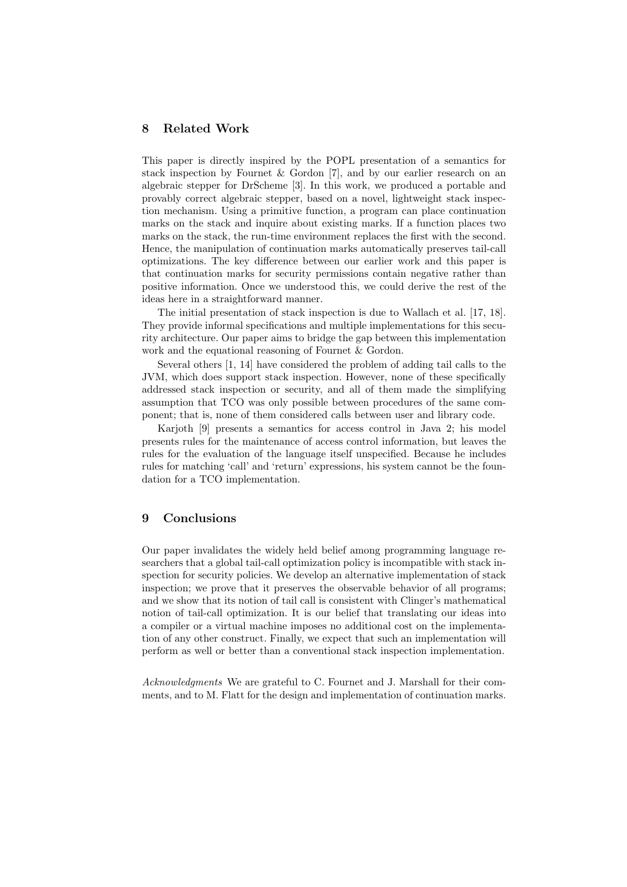## 8 Related Work

This paper is directly inspired by the POPL presentation of a semantics for stack inspection by Fournet & Gordon [7], and by our earlier research on an algebraic stepper for DrScheme [3]. In this work, we produced a portable and provably correct algebraic stepper, based on a novel, lightweight stack inspection mechanism. Using a primitive function, a program can place continuation marks on the stack and inquire about existing marks. If a function places two marks on the stack, the run-time environment replaces the first with the second. Hence, the manipulation of continuation marks automatically preserves tail-call optimizations. The key difference between our earlier work and this paper is that continuation marks for security permissions contain negative rather than positive information. Once we understood this, we could derive the rest of the ideas here in a straightforward manner.

The initial presentation of stack inspection is due to Wallach et al. [17, 18]. They provide informal specifications and multiple implementations for this security architecture. Our paper aims to bridge the gap between this implementation work and the equational reasoning of Fournet & Gordon.

Several others [1, 14] have considered the problem of adding tail calls to the JVM, which does support stack inspection. However, none of these specifically addressed stack inspection or security, and all of them made the simplifying assumption that TCO was only possible between procedures of the same component; that is, none of them considered calls between user and library code.

Karjoth [9] presents a semantics for access control in Java 2; his model presents rules for the maintenance of access control information, but leaves the rules for the evaluation of the language itself unspecified. Because he includes rules for matching 'call' and 'return' expressions, his system cannot be the foundation for a TCO implementation.

## 9 Conclusions

Our paper invalidates the widely held belief among programming language researchers that a global tail-call optimization policy is incompatible with stack inspection for security policies. We develop an alternative implementation of stack inspection; we prove that it preserves the observable behavior of all programs; and we show that its notion of tail call is consistent with Clinger's mathematical notion of tail-call optimization. It is our belief that translating our ideas into a compiler or a virtual machine imposes no additional cost on the implementation of any other construct. Finally, we expect that such an implementation will perform as well or better than a conventional stack inspection implementation.

*Acknowledgments* We are grateful to C. Fournet and J. Marshall for their comments, and to M. Flatt for the design and implementation of continuation marks.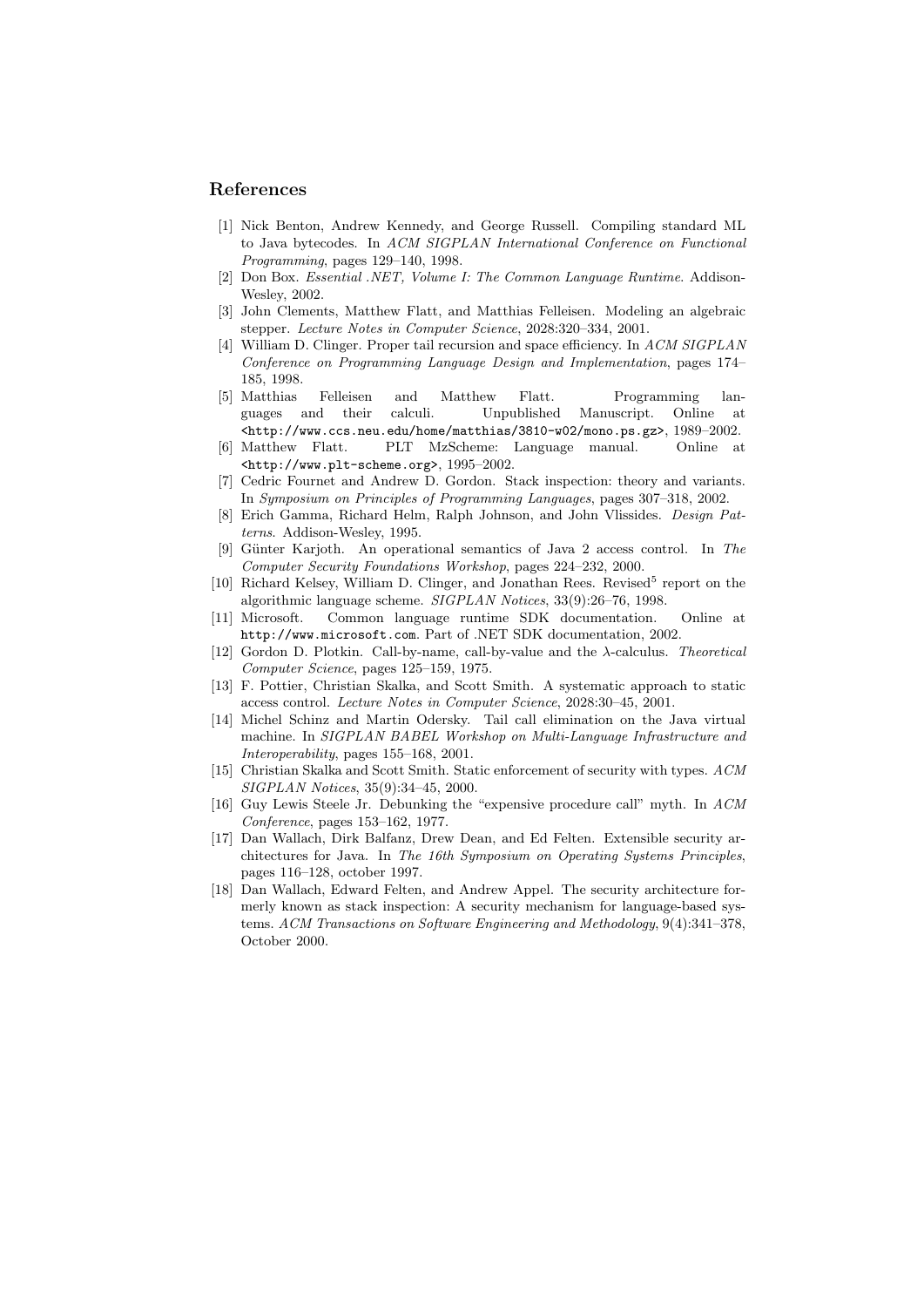## References

[1] Nick Benton, Andrew Kennedy, and George Russell. Compiling standard ML to Java bytecodes. In *ACM SIGPLAN International Conference on Functional Programming*, pages 129–140, 1998.

[2] Don Box. *Essential .NET, Volume I: The Common Language Runtime*. Addison-Wesley, 2002.

[3] John Clements, Matthew Flatt, and Matthias Felleisen. Modeling an algebraic stepper. *Lecture Notes in Computer Science*, 2028:320–334, 2001.

[4] William D. Clinger. Proper tail recursion and space efficiency. In *ACM SIGPLAN Conference on Programming Language Design and Implementation*, pages 174–185, 1998.

[5] Matthias Felleisen and Matthew Flatt. Programming languages and their calculi. Unpublished Manuscript. Online at `<http://www.ccs.neu.edu/home/matthias/3810-w02/mono.ps.gz>`, 1989–2002.

[6] Matthew Flatt. PLT MzScheme: Language manual. Online at `<http://www.plt-scheme.org>`, 1995–2002.

[7] Cedric Fournet and Andrew D. Gordon. Stack inspection: theory and variants. In *Symposium on Principles of Programming Languages*, pages 307–318, 2002.

[8] Erich Gamma, Richard Helm, Ralph Johnson, and John Vlissides. *Design Patterns*. Addison-Wesley, 1995.

[9] Günter Karjoth. An operational semantics of Java 2 access control. In *The Computer Security Foundations Workshop*, pages 224–232, 2000.

[10] Richard Kelsey, William D. Clinger, and Jonathan Rees. Revised$^5$ report on the algorithmic language scheme. *SIGPLAN Notices*, 33(9):26–76, 1998.

[11] Microsoft. Common language runtime SDK documentation. Online at `http://www.microsoft.com`. Part of .NET SDK documentation, 2002.

[12] Gordon D. Plotkin. Call-by-name, call-by-value and the $\lambda$-calculus. *Theoretical Computer Science*, pages 125–159, 1975.

[13] F. Pottier, Christian Skalka, and Scott Smith. A systematic approach to static access control. *Lecture Notes in Computer Science*, 2028:30–45, 2001.

[14] Michel Schinz and Martin Odersky. Tail call elimination on the Java virtual machine. In *SIGPLAN BABEL Workshop on Multi-Language Infrastructure and Interoperability*, pages 155–168, 2001.

[15] Christian Skalka and Scott Smith. Static enforcement of security with types. *ACM SIGPLAN Notices*, 35(9):34–45, 2000.

[16] Guy Lewis Steele Jr. Debunking the "expensive procedure call" myth. In *ACM Conference*, pages 153–162, 1977.

[17] Dan Wallach, Dirk Balfanz, Drew Dean, and Ed Felten. Extensible security architectures for Java. In *The 16th Symposium on Operating Systems Principles*, pages 116–128, october 1997.

[18] Dan Wallach, Edward Felten, and Andrew Appel. The security architecture formerly known as stack inspection: A security mechanism for language-based systems. *ACM Transactions on Software Engineering and Methodology*, 9(4):341–378, October 2000.